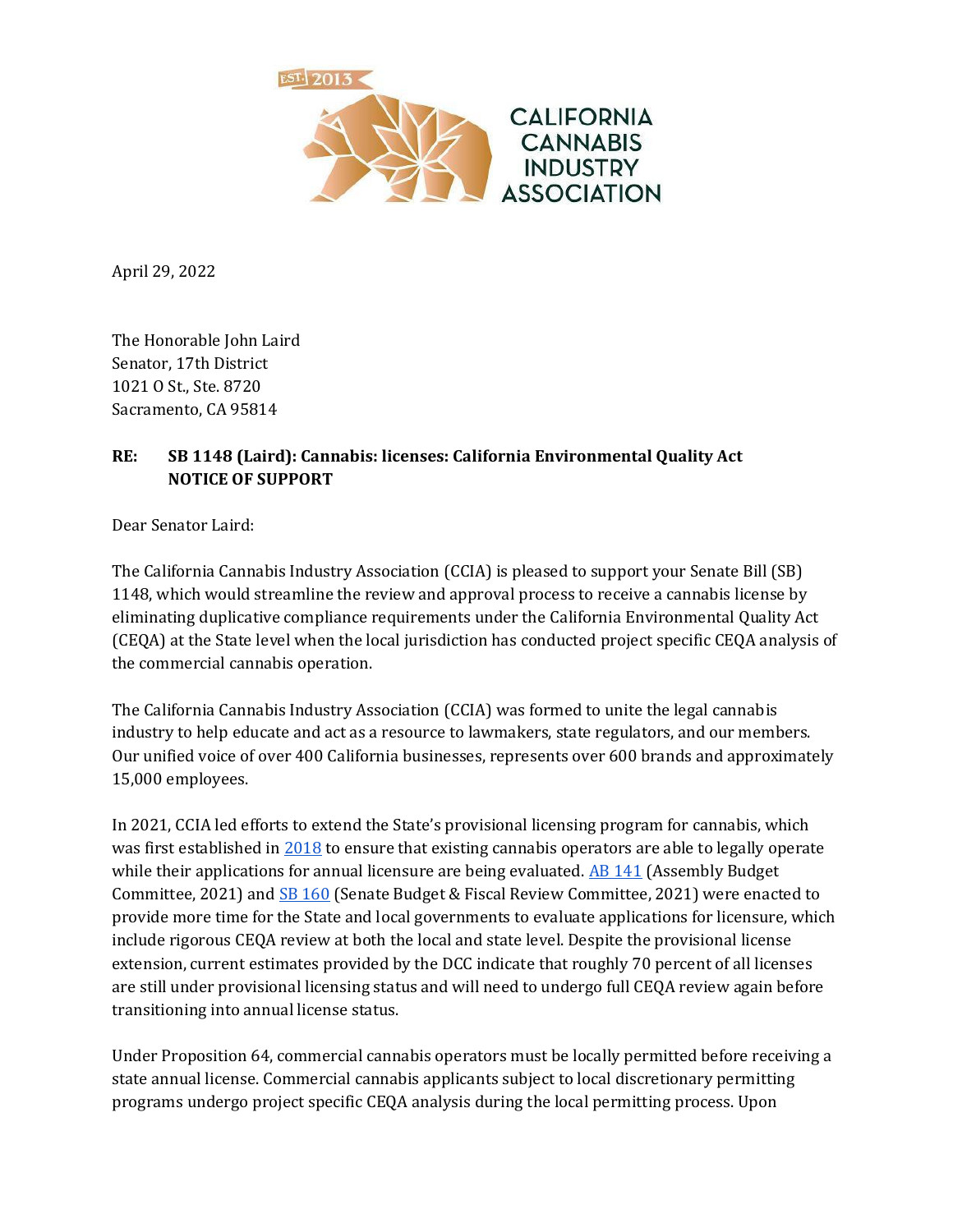April 29, 2022

The Honorable John Laird
Senator, 17th District
1021 O St., Ste. 8720
Sacramento, CA 95814

**RE: SB 1148 (Laird): Cannabis: licenses: California Environmental Quality Act**
**NOTICE OF SUPPORT**

Dear Senator Laird:

The California Cannabis Industry Association (CCIA) is pleased to support your Senate Bill (SB) 1148, which would streamline the review and approval process to receive a cannabis license by eliminating duplicative compliance requirements under the California Environmental Quality Act (CEQA) at the State level when the local jurisdiction has conducted project specific CEQA analysis of the commercial cannabis operation.

The California Cannabis Industry Association (CCIA) was formed to unite the legal cannabis industry to help educate and act as a resource to lawmakers, state regulators, and our members. Our unified voice of over 400 California businesses, represents over 600 brands and approximately 15,000 employees.

In 2021, CCIA led efforts to extend the State's provisional licensing program for cannabis, which was first established in 2018 to ensure that existing cannabis operators are able to legally operate while their applications for annual licensure are being evaluated. AB 141 (Assembly Budget Committee, 2021) and SB 160 (Senate Budget & Fiscal Review Committee, 2021) were enacted to provide more time for the State and local governments to evaluate applications for licensure, which include rigorous CEQA review at both the local and state level. Despite the provisional license extension, current estimates provided by the DCC indicate that roughly 70 percent of all licenses are still under provisional licensing status and will need to undergo full CEQA review again before transitioning into annual license status.

Under Proposition 64, commercial cannabis operators must be locally permitted before receiving a state annual license. Commercial cannabis applicants subject to local discretionary permitting programs undergo project specific CEQA analysis during the local permitting process. Upon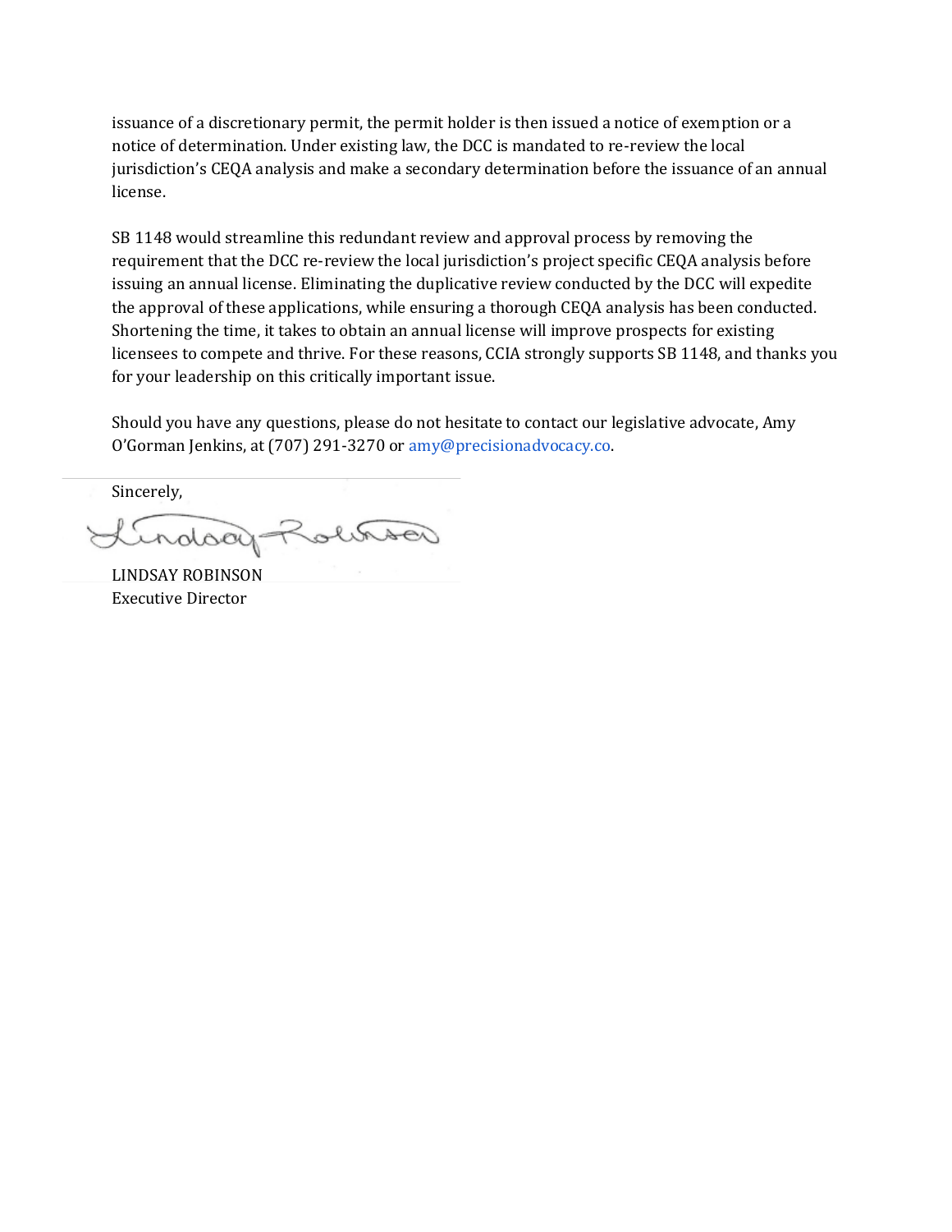issuance of a discretionary permit, the permit holder is then issued a notice of exemption or a notice of determination. Under existing law, the DCC is mandated to re-review the local jurisdiction's CEQA analysis and make a secondary determination before the issuance of an annual license.

SB 1148 would streamline this redundant review and approval process by removing the requirement that the DCC re-review the local jurisdiction's project specific CEQA analysis before issuing an annual license. Eliminating the duplicative review conducted by the DCC will expedite the approval of these applications, while ensuring a thorough CEQA analysis has been conducted. Shortening the time, it takes to obtain an annual license will improve prospects for existing licensees to compete and thrive. For these reasons, CCIA strongly supports SB 1148, and thanks you for your leadership on this critically important issue.

Should you have any questions, please do not hesitate to contact our legislative advocate, Amy O'Gorman Jenkins, at (707) 291-3270 or amy@precisionadvocacy.co.

Sincerely,

LINDSAY ROBINSON
Executive Director